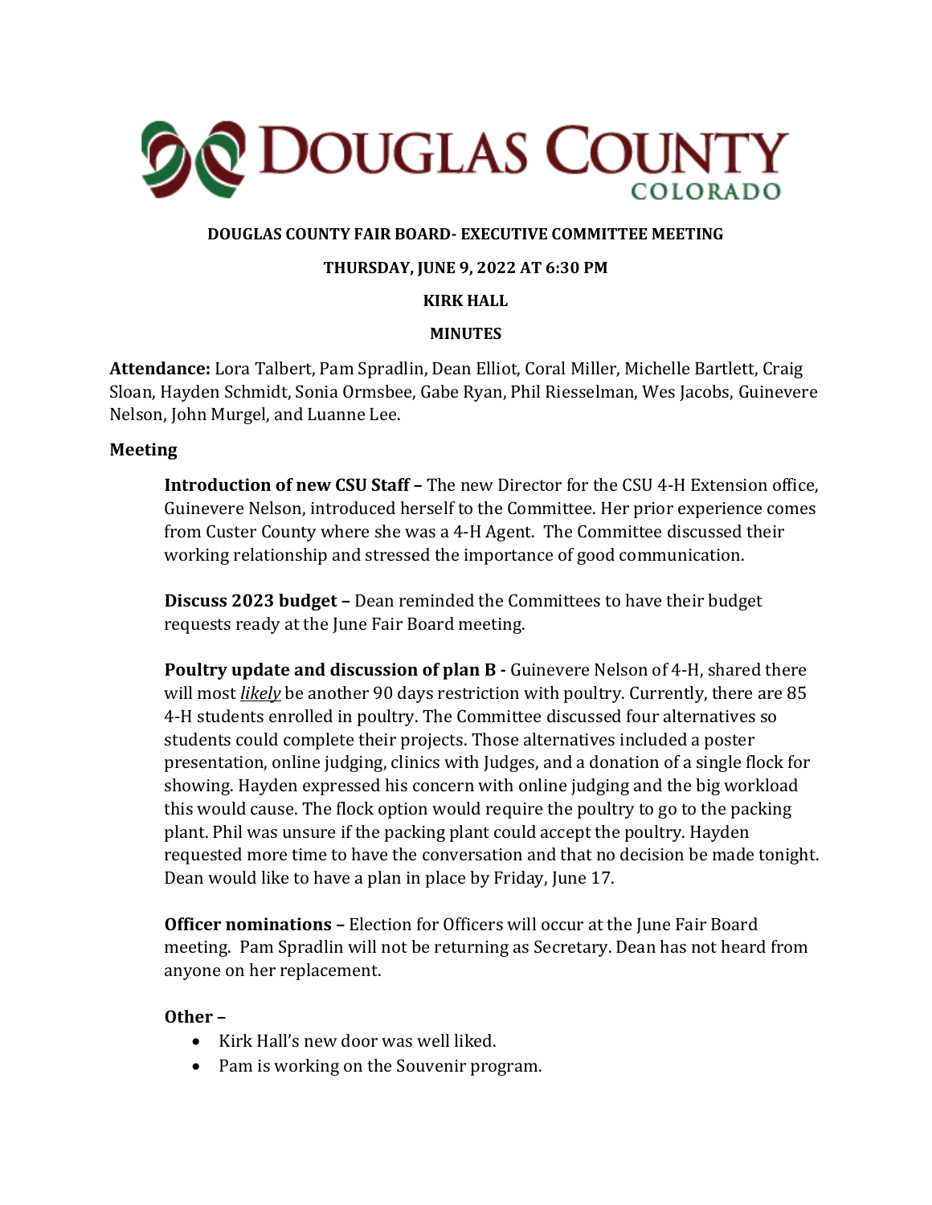# DOUGLAS COUNTY COLORADO

**DOUGLAS COUNTY FAIR BOARD- EXECUTIVE COMMITTEE MEETING**

**THURSDAY, JUNE 9, 2022 AT 6:30 PM**

**KIRK HALL**

**MINUTES**

**Attendance:** Lora Talbert, Pam Spradlin, Dean Elliot, Coral Miller, Michelle Bartlett, Craig Sloan, Hayden Schmidt, Sonia Ormsbee, Gabe Ryan, Phil Riesselman, Wes Jacobs, Guinevere Nelson, John Murgel, and Luanne Lee.

**Meeting**

**Introduction of new CSU Staff –** The new Director for the CSU 4-H Extension office, Guinevere Nelson, introduced herself to the Committee. Her prior experience comes from Custer County where she was a 4-H Agent. The Committee discussed their working relationship and stressed the importance of good communication.

**Discuss 2023 budget –** Dean reminded the Committees to have their budget requests ready at the June Fair Board meeting.

**Poultry update and discussion of plan B -** Guinevere Nelson of 4-H, shared there will most *likely* be another 90 days restriction with poultry. Currently, there are 85 4-H students enrolled in poultry. The Committee discussed four alternatives so students could complete their projects. Those alternatives included a poster presentation, online judging, clinics with Judges, and a donation of a single flock for showing. Hayden expressed his concern with online judging and the big workload this would cause. The flock option would require the poultry to go to the packing plant. Phil was unsure if the packing plant could accept the poultry. Hayden requested more time to have the conversation and that no decision be made tonight. Dean would like to have a plan in place by Friday, June 17.

**Officer nominations –** Election for Officers will occur at the June Fair Board meeting. Pam Spradlin will not be returning as Secretary. Dean has not heard from anyone on her replacement.

**Other –**

- Kirk Hall's new door was well liked.
- Pam is working on the Souvenir program.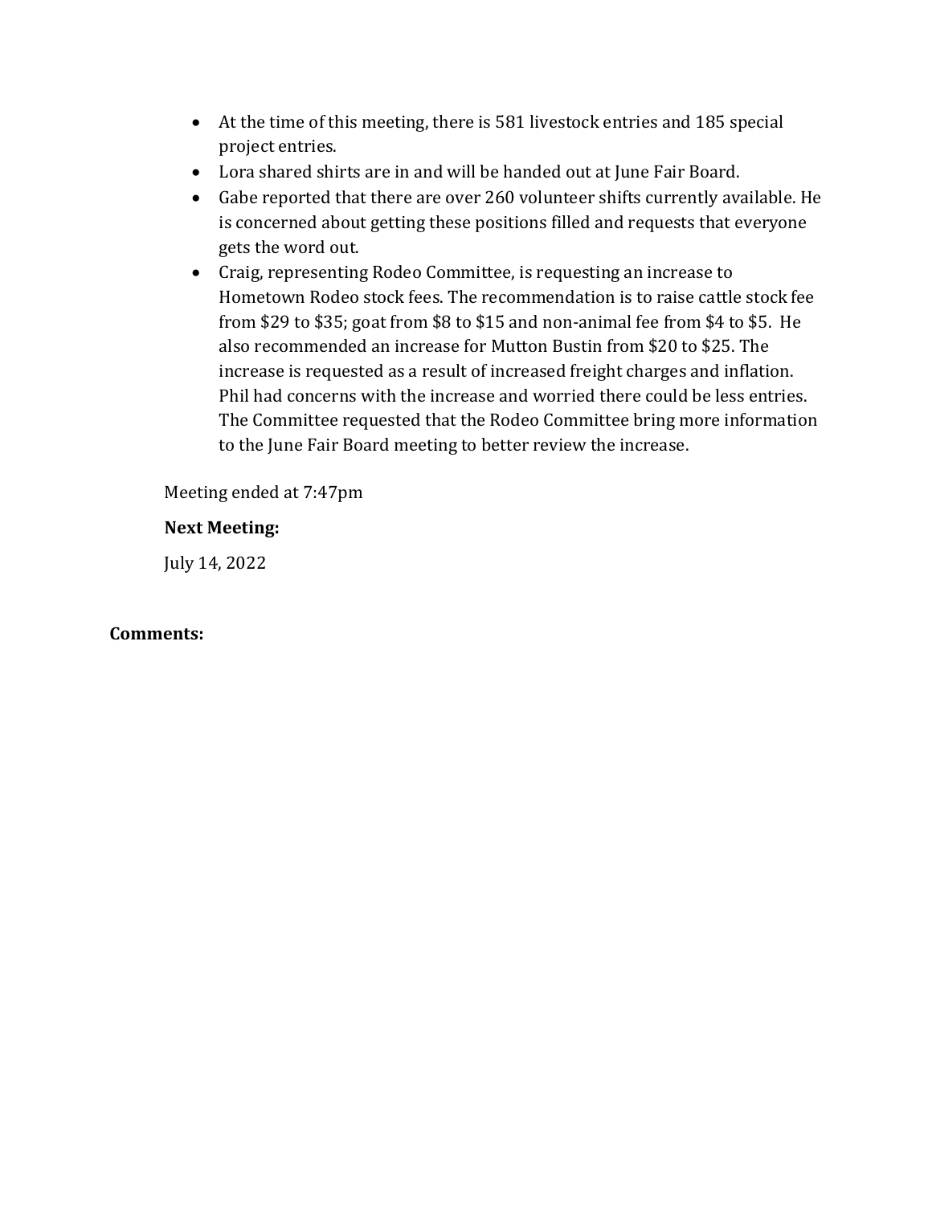- At the time of this meeting, there is 581 livestock entries and 185 special project entries.
- Lora shared shirts are in and will be handed out at June Fair Board.
- Gabe reported that there are over 260 volunteer shifts currently available. He is concerned about getting these positions filled and requests that everyone gets the word out.
- Craig, representing Rodeo Committee, is requesting an increase to Hometown Rodeo stock fees. The recommendation is to raise cattle stock fee from $29 to $35; goat from $8 to $15 and non-animal fee from $4 to $5. He also recommended an increase for Mutton Bustin from $20 to $25. The increase is requested as a result of increased freight charges and inflation. Phil had concerns with the increase and worried there could be less entries. The Committee requested that the Rodeo Committee bring more information to the June Fair Board meeting to better review the increase.

Meeting ended at 7:47pm

**Next Meeting:**

July 14, 2022

**Comments:**